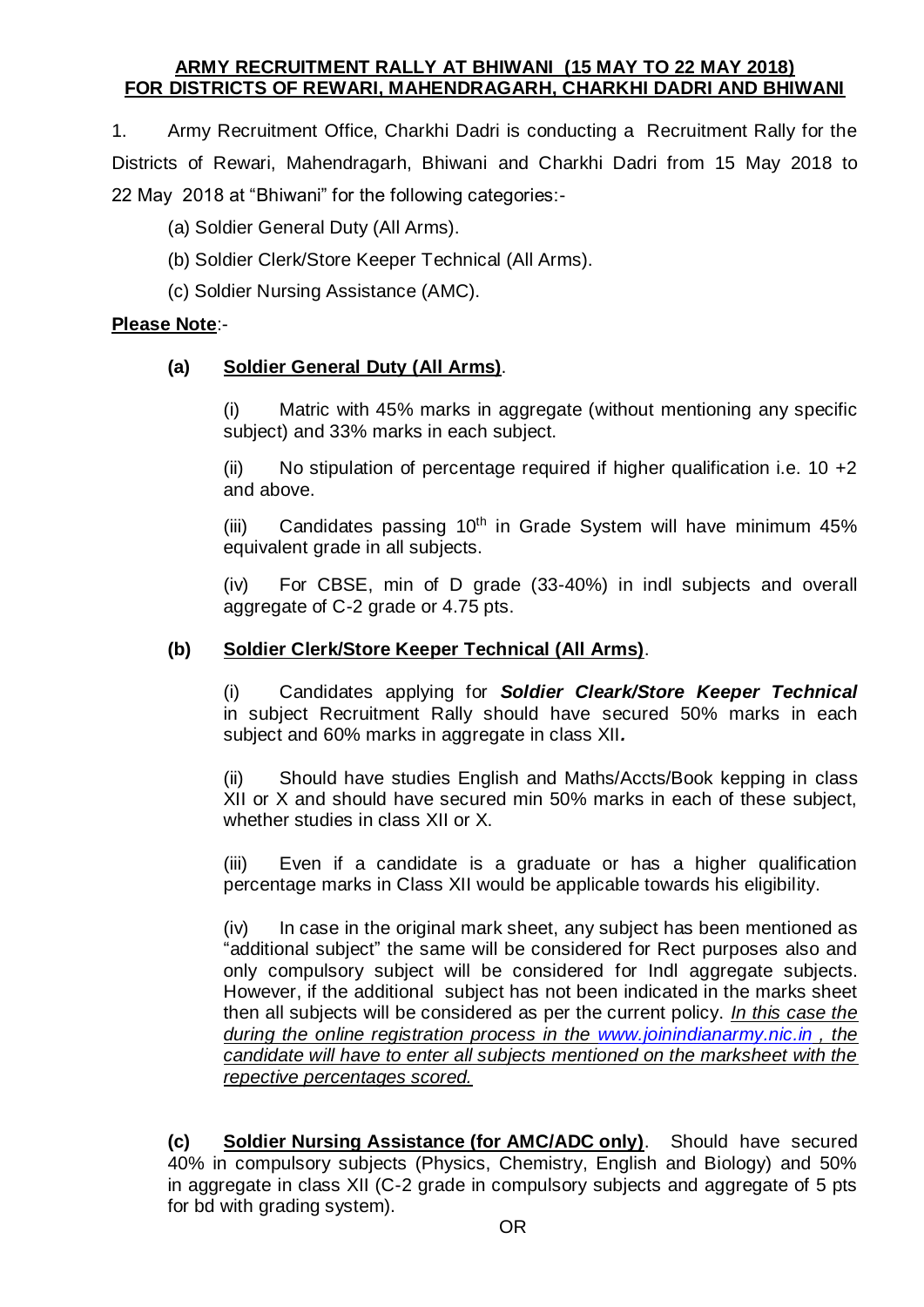**ARMY RECRUITMENT RALLY AT BHIWANI (15 MAY TO 22 MAY 2018) FOR DISTRICTS OF REWARI, MAHENDRAGARH, CHARKHI DADRI AND BHIWANI**

1. Army Recruitment Office, Charkhi Dadri is conducting a Recruitment Rally for the Districts of Rewari, Mahendragarh, Bhiwani and Charkhi Dadri from 15 May 2018 to 22 May 2018 at "Bhiwani" for the following categories:-

(a) Soldier General Duty (All Arms).

(b) Soldier Clerk/Store Keeper Technical (All Arms).

(c) Soldier Nursing Assistance (AMC).

**Please Note**:-

**(a) Soldier General Duty (All Arms)**.

(i) Matric with 45% marks in aggregate (without mentioning any specific subject) and 33% marks in each subject.

(ii) No stipulation of percentage required if higher qualification i.e. 10 +2 and above.

(iii) Candidates passing 10th in Grade System will have minimum 45% equivalent grade in all subjects.

(iv) For CBSE, min of D grade (33-40%) in indl subjects and overall aggregate of C-2 grade or 4.75 pts.

**(b) Soldier Clerk/Store Keeper Technical (All Arms)**.

(i) Candidates applying for ***Soldier Cleark/Store Keeper Technical*** in subject Recruitment Rally should have secured 50% marks in each subject and 60% marks in aggregate in class XII***.***

(ii) Should have studies English and Maths/Accts/Book kepping in class XII or X and should have secured min 50% marks in each of these subject, whether studies in class XII or X.

(iii) Even if a candidate is a graduate or has a higher qualification percentage marks in Class XII would be applicable towards his eligibility.

(iv) In case in the original mark sheet, any subject has been mentioned as "additional subject" the same will be considered for Rect purposes also and only compulsory subject will be considered for Indl aggregate subjects. However, if the additional subject has not been indicated in the marks sheet then all subjects will be considered as per the current policy. *In this case the during the online registration process in the www.joinindianarmy.nic.in , the candidate will have to enter all subjects mentioned on the marksheet with the repective percentages scored.*

**(c) Soldier Nursing Assistance (for AMC/ADC only)**. Should have secured 40% in compulsory subjects (Physics, Chemistry, English and Biology) and 50% in aggregate in class XII (C-2 grade in compulsory subjects and aggregate of 5 pts for bd with grading system).

OR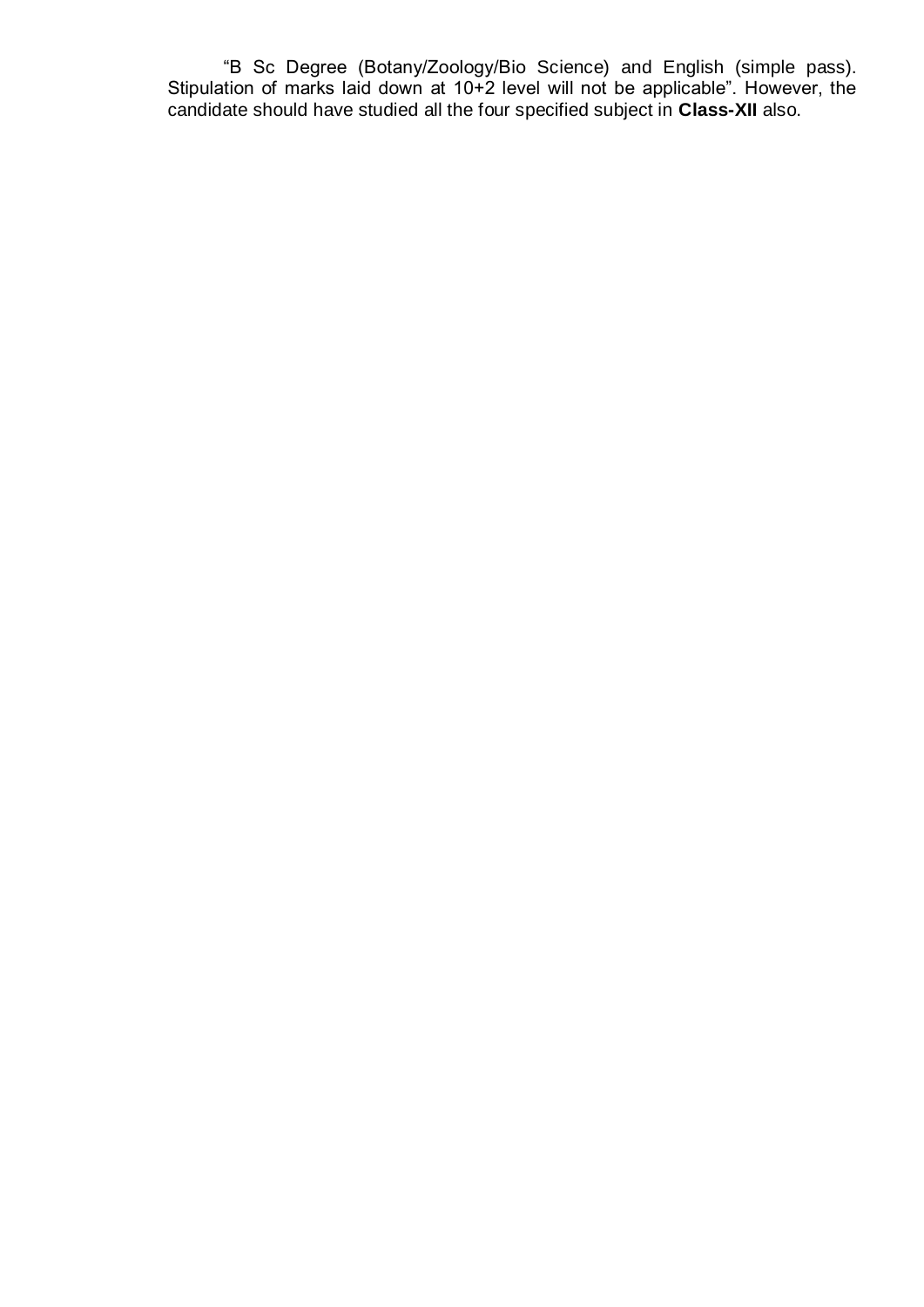"B Sc Degree (Botany/Zoology/Bio Science) and English (simple pass). Stipulation of marks laid down at 10+2 level will not be applicable". However, the candidate should have studied all the four specified subject in **Class-XII** also.